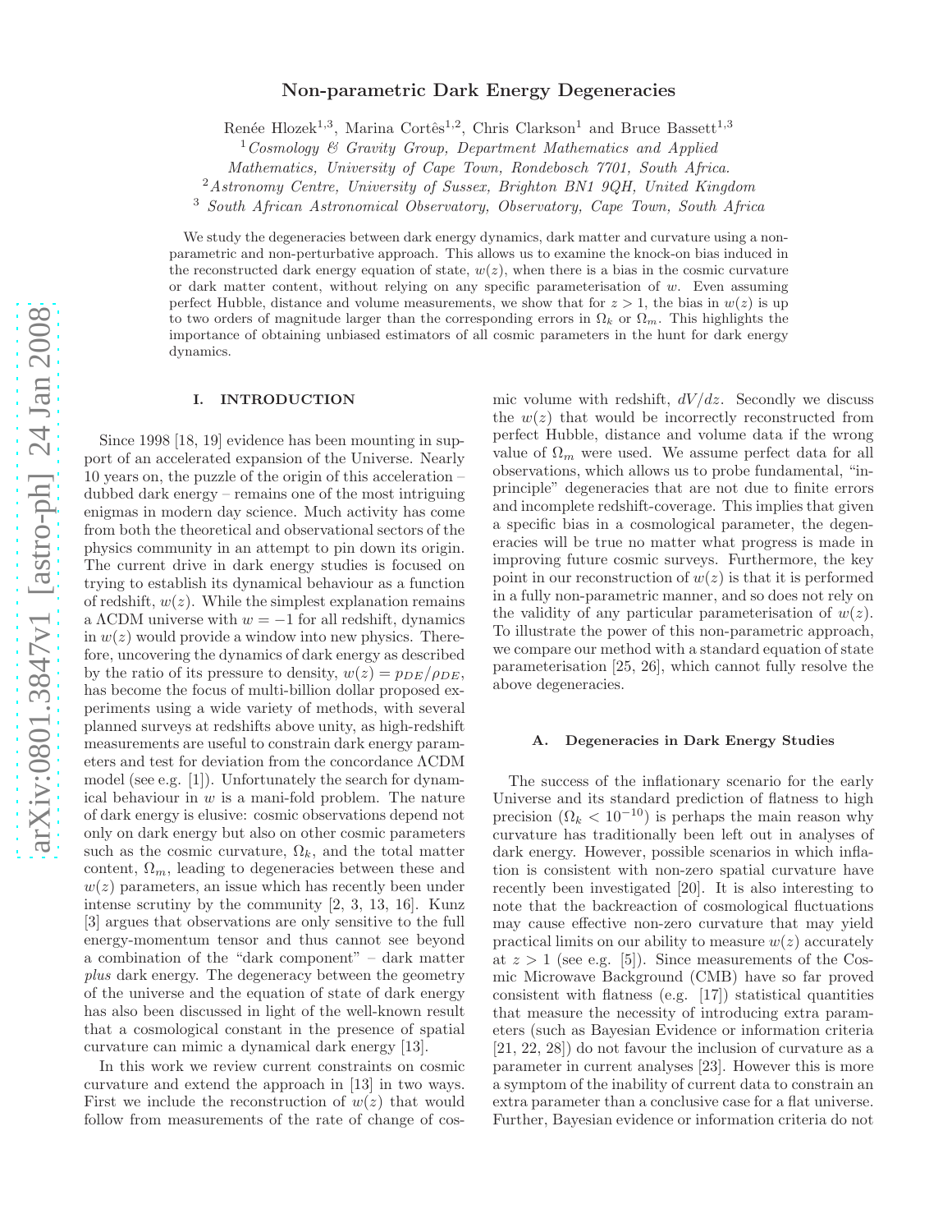# Non-parametric Dark Energy Degeneracies

Renée Hlozek[1,3], Marina Cortês[1,2], Chris Clarkson[1] and Bruce Bassett[1,3]

[1] *Cosmology & Gravity Group, Department Mathematics and Applied Mathematics, University of Cape Town, Rondebosch 7701, South Africa.*

[2] *Astronomy Centre, University of Sussex, Brighton BN1 9QH, United Kingdom*

[3] *South African Astronomical Observatory, Observatory, Cape Town, South Africa*

We study the degeneracies between dark energy dynamics, dark matter and curvature using a non-parametric and non-perturbative approach. This allows us to examine the knock-on bias induced in the reconstructed dark energy equation of state, $w(z)$, when there is a bias in the cosmic curvature or dark matter content, without relying on any specific parameterisation of $w$. Even assuming perfect Hubble, distance and volume measurements, we show that for $z > 1$, the bias in $w(z)$ is up to two orders of magnitude larger than the corresponding errors in $\Omega_k$ or $\Omega_m$. This highlights the importance of obtaining unbiased estimators of all cosmic parameters in the hunt for dark energy dynamics.

## I. INTRODUCTION

Since 1998 [18, 19] evidence has been mounting in support of an accelerated expansion of the Universe. Nearly 10 years on, the puzzle of the origin of this acceleration – dubbed dark energy – remains one of the most intriguing enigmas in modern day science. Much activity has come from both the theoretical and observational sectors of the physics community in an attempt to pin down its origin. The current drive in dark energy studies is focused on trying to establish its dynamical behaviour as a function of redshift, $w(z)$. While the simplest explanation remains a ΛCDM universe with $w = -1$ for all redshift, dynamics in $w(z)$ would provide a window into new physics. Therefore, uncovering the dynamics of dark energy as described by the ratio of its pressure to density, $w(z) = p_{DE}/\rho_{DE}$, has become the focus of multi-billion dollar proposed experiments using a wide variety of methods, with several planned surveys at redshifts above unity, as high-redshift measurements are useful to constrain dark energy parameters and test for deviation from the concordance ΛCDM model (see e.g. [1]). Unfortunately the search for dynamical behaviour in $w$ is a mani-fold problem. The nature of dark energy is elusive: cosmic observations depend not only on dark energy but also on other cosmic parameters such as the cosmic curvature, $\Omega_k$, and the total matter content, $\Omega_m$, leading to degeneracies between these and $w(z)$ parameters, an issue which has recently been under intense scrutiny by the community [2, 3, 13, 16]. Kunz [3] argues that observations are only sensitive to the full energy-momentum tensor and thus cannot see beyond a combination of the "dark component" – dark matter *plus* dark energy. The degeneracy between the geometry of the universe and the equation of state of dark energy has also been discussed in light of the well-known result that a cosmological constant in the presence of spatial curvature can mimic a dynamical dark energy [13].

In this work we review current constraints on cosmic curvature and extend the approach in [13] in two ways. First we include the reconstruction of $w(z)$ that would follow from measurements of the rate of change of cosmic volume with redshift, $dV/dz$. Secondly we discuss the $w(z)$ that would be incorrectly reconstructed from perfect Hubble, distance and volume data if the wrong value of $\Omega_m$ were used. We assume perfect data for all observations, which allows us to probe fundamental, "in-principle" degeneracies that are not due to finite errors and incomplete redshift-coverage. This implies that given a specific bias in a cosmological parameter, the degeneracies will be true no matter what progress is made in improving future cosmic surveys. Furthermore, the key point in our reconstruction of $w(z)$ is that it is performed in a fully non-parametric manner, and so does not rely on the validity of any particular parameterisation of $w(z)$. To illustrate the power of this non-parametric approach, we compare our method with a standard equation of state parameterisation [25, 26], which cannot fully resolve the above degeneracies.

### A. Degeneracies in Dark Energy Studies

The success of the inflationary scenario for the early Universe and its standard prediction of flatness to high precision ($\Omega_k < 10^{-10}$) is perhaps the main reason why curvature has traditionally been left out in analyses of dark energy. However, possible scenarios in which inflation is consistent with non-zero spatial curvature have recently been investigated [20]. It is also interesting to note that the backreaction of cosmological fluctuations may cause effective non-zero curvature that may yield practical limits on our ability to measure $w(z)$ accurately at $z > 1$ (see e.g. [5]). Since measurements of the Cosmic Microwave Background (CMB) have so far proved consistent with flatness (e.g. [17]) statistical quantities that measure the necessity of introducing extra parameters (such as Bayesian Evidence or information criteria [21, 22, 28]) do not favour the inclusion of curvature as a parameter in current analyses [23]. However this is more a symptom of the inability of current data to constrain an extra parameter than a conclusive case for a flat universe. Further, Bayesian evidence or information criteria do not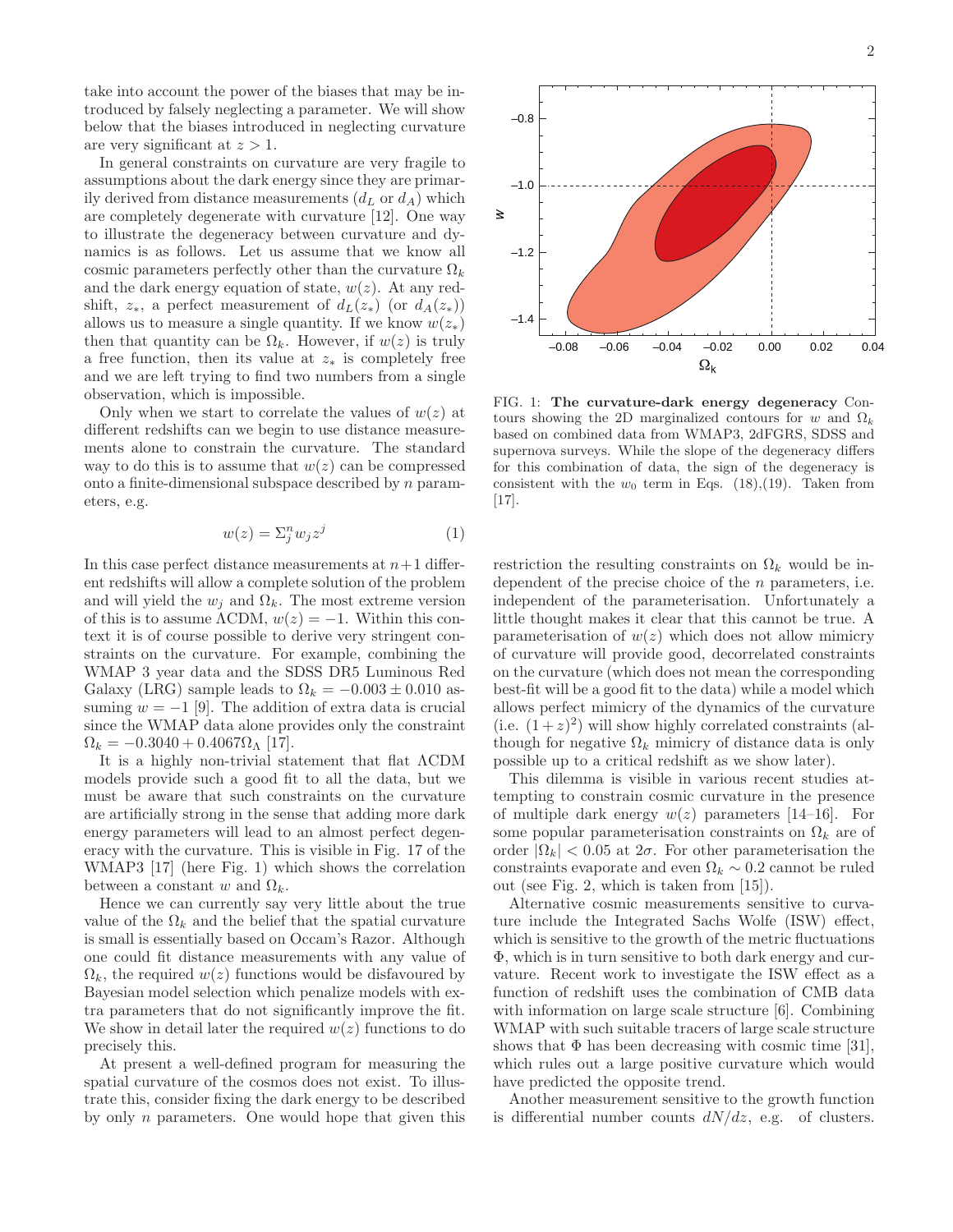take into account the power of the biases that may be introduced by falsely neglecting a parameter. We will show below that the biases introduced in neglecting curvature are very significant at $z > 1$.

In general constraints on curvature are very fragile to assumptions about the dark energy since they are primarily derived from distance measurements ($d_L$ or $d_A$) which are completely degenerate with curvature [12]. One way to illustrate the degeneracy between curvature and dynamics is as follows. Let us assume that we know all cosmic parameters perfectly other than the curvature $\Omega_k$ and the dark energy equation of state, $w(z)$. At any redshift, $z_*$, a perfect measurement of $d_L(z_*)$ (or $d_A(z_*)$) allows us to measure a single quantity. If we know $w(z_*)$ then that quantity can be $\Omega_k$. However, if $w(z)$ is truly a free function, then its value at $z_*$ is completely free and we are left trying to find two numbers from a single observation, which is impossible.

Only when we start to correlate the values of $w(z)$ at different redshifts can we begin to use distance measurements alone to constrain the curvature. The standard way to do this is to assume that $w(z)$ can be compressed onto a finite-dimensional subspace described by $n$ parameters, e.g.

$$w(z) = \Sigma_j^n w_j z^j \tag{1}$$

In this case perfect distance measurements at $n+1$ different redshifts will allow a complete solution of the problem and will yield the $w_j$ and $\Omega_k$. The most extreme version of this is to assume $\Lambda$CDM, $w(z) = -1$. Within this context it is of course possible to derive very stringent constraints on the curvature. For example, combining the WMAP 3 year data and the SDSS DR5 Luminous Red Galaxy (LRG) sample leads to $\Omega_k = -0.003 \pm 0.010$ assuming $w = -1$ [9]. The addition of extra data is crucial since the WMAP data alone provides only the constraint $\Omega_k = -0.3040 + 0.4067\Omega_\Lambda$ [17].

It is a highly non-trivial statement that flat $\Lambda$CDM models provide such a good fit to all the data, but we must be aware that such constraints on the curvature are artificially strong in the sense that adding more dark energy parameters will lead to an almost perfect degeneracy with the curvature. This is visible in Fig. 17 of the WMAP3 [17] (here Fig. 1) which shows the correlation between a constant $w$ and $\Omega_k$.

Hence we can currently say very little about the true value of the $\Omega_k$ and the belief that the spatial curvature is small is essentially based on Occam's Razor. Although one could fit distance measurements with any value of $\Omega_k$, the required $w(z)$ functions would be disfavoured by Bayesian model selection which penalize models with extra parameters that do not significantly improve the fit. We show in detail later the required $w(z)$ functions to do precisely this.

At present a well-defined program for measuring the spatial curvature of the cosmos does not exist. To illustrate this, consider fixing the dark energy to be described by only $n$ parameters. One would hope that given this restriction the resulting constraints on $\Omega_k$ would be independent of the precise choice of the $n$ parameters, i.e. independent of the parameterisation. Unfortunately a little thought makes it clear that this cannot be true. A parameterisation of $w(z)$ which does not allow mimicry of curvature will provide good, decorrelated constraints on the curvature (which does not mean the corresponding best-fit will be a good fit to the data) while a model which allows perfect mimicry of the dynamics of the curvature (i.e. $(1+z)^2$) will show highly correlated constraints (although for negative $\Omega_k$ mimicry of distance data is only possible up to a critical redshift as we show later).

FIG. 1: **The curvature-dark energy degeneracy** Contours showing the 2D marginalized contours for $w$ and $\Omega_k$ based on combined data from WMAP3, 2dFGRS, SDSS and supernova surveys. While the slope of the degeneracy differs for this combination of data, the sign of the degeneracy is consistent with the $w_0$ term in Eqs. (18),(19). Taken from [17].

This dilemma is visible in various recent studies attempting to constrain cosmic curvature in the presence of multiple dark energy $w(z)$ parameters [14–16]. For some popular parameterisation constraints on $\Omega_k$ are of order $|\Omega_k| < 0.05$ at $2\sigma$. For other parameterisation the constraints evaporate and even $\Omega_k \sim 0.2$ cannot be ruled out (see Fig. 2, which is taken from [15]).

Alternative cosmic measurements sensitive to curvature include the Integrated Sachs Wolfe (ISW) effect, which is sensitive to the growth of the metric fluctuations $\Phi$, which is in turn sensitive to both dark energy and curvature. Recent work to investigate the ISW effect as a function of redshift uses the combination of CMB data with information on large scale structure [6]. Combining WMAP with such suitable tracers of large scale structure shows that $\Phi$ has been decreasing with cosmic time [31], which rules out a large positive curvature which would have predicted the opposite trend.

Another measurement sensitive to the growth function is differential number counts $dN/dz$, e.g. of clusters.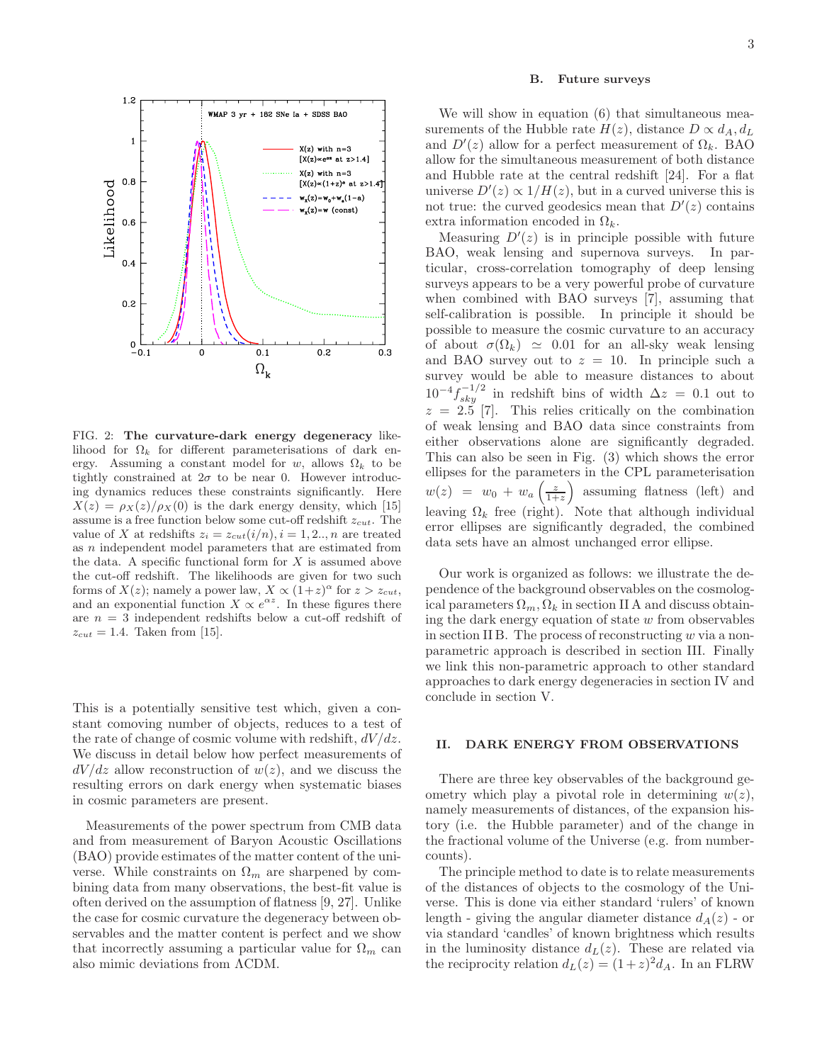FIG. 2: **The curvature-dark energy degeneracy** likelihood for $\Omega_k$ for different parameterisations of dark energy. Assuming a constant model for $w$, allows $\Omega_k$ to be tightly constrained at $2\sigma$ to be near 0. However introducing dynamics reduces these constraints significantly. Here $X(z) = \rho_X(z)/\rho_X(0)$ is the dark energy density, which [15] assume is a free function below some cut-off redshift $z_{cut}$. The value of $X$ at redshifts $z_i = z_{cut}(i/n), i = 1, 2.., n$ are treated as $n$ independent model parameters that are estimated from the data. A specific functional form for $X$ is assumed above the cut-off redshift. The likelihoods are given for two such forms of $X(z)$; namely a power law, $X \propto (1+z)^\alpha$ for $z > z_{cut}$, and an exponential function $X \propto e^{\alpha z}$. In these figures there are $n = 3$ independent redshifts below a cut-off redshift of $z_{cut} = 1.4$. Taken from [15].

This is a potentially sensitive test which, given a constant comoving number of objects, reduces to a test of the rate of change of cosmic volume with redshift, $dV/dz$. We discuss in detail below how perfect measurements of $dV/dz$ allow reconstruction of $w(z)$, and we discuss the resulting errors on dark energy when systematic biases in cosmic parameters are present.

Measurements of the power spectrum from CMB data and from measurement of Baryon Acoustic Oscillations (BAO) provide estimates of the matter content of the universe. While constraints on $\Omega_m$ are sharpened by combining data from many observations, the best-fit value is often derived on the assumption of flatness [9, 27]. Unlike the case for cosmic curvature the degeneracy between observables and the matter content is perfect and we show that incorrectly assuming a particular value for $\Omega_m$ can also mimic deviations from ΛCDM.

### B. Future surveys

We will show in equation (6) that simultaneous measurements of the Hubble rate $H(z)$, distance $D \propto d_A, d_L$ and $D'(z)$ allow for a perfect measurement of $\Omega_k$. BAO allow for the simultaneous measurement of both distance and Hubble rate at the central redshift [24]. For a flat universe $D'(z) \propto 1/H(z)$, but in a curved universe this is not true: the curved geodesics mean that $D'(z)$ contains extra information encoded in $\Omega_k$.

Measuring $D'(z)$ is in principle possible with future BAO, weak lensing and supernova surveys. In particular, cross-correlation tomography of deep lensing surveys appears to be a very powerful probe of curvature when combined with BAO surveys [7], assuming that self-calibration is possible. In principle it should be possible to measure the cosmic curvature to an accuracy of about $\sigma(\Omega_k) \simeq 0.01$ for an all-sky weak lensing and BAO survey out to $z = 10$. In principle such a survey would be able to measure distances to about $10^{-4} f_{sky}^{-1/2}$ in redshift bins of width $\Delta z = 0.1$ out to $z = 2.5$ [7]. This relies critically on the combination of weak lensing and BAO data since constraints from either observations alone are significantly degraded. This can also be seen in Fig. (3) which shows the error ellipses for the parameters in the CPL parameterisation $w(z) = w_0 + w_a \left(\frac{z}{1+z}\right)$ assuming flatness (left) and leaving $\Omega_k$ free (right). Note that although individual error ellipses are significantly degraded, the combined data sets have an almost unchanged error ellipse.

Our work is organized as follows: we illustrate the dependence of the background observables on the cosmological parameters $\Omega_m, \Omega_k$ in section II A and discuss obtaining the dark energy equation of state $w$ from observables in section II B. The process of reconstructing $w$ via a non-parametric approach is described in section III. Finally we link this non-parametric approach to other standard approaches to dark energy degeneracies in section IV and conclude in section V.

## II. DARK ENERGY FROM OBSERVATIONS

There are three key observables of the background geometry which play a pivotal role in determining $w(z)$, namely measurements of distances, of the expansion history (i.e. the Hubble parameter) and of the change in the fractional volume of the Universe (e.g. from number-counts).

The principle method to date is to relate measurements of the distances of objects to the cosmology of the Universe. This is done via either standard 'rulers' of known length - giving the angular diameter distance $d_A(z)$ - or via standard 'candles' of known brightness which results in the luminosity distance $d_L(z)$. These are related via the reciprocity relation $d_L(z) = (1+z)^2 d_A$. In an FLRW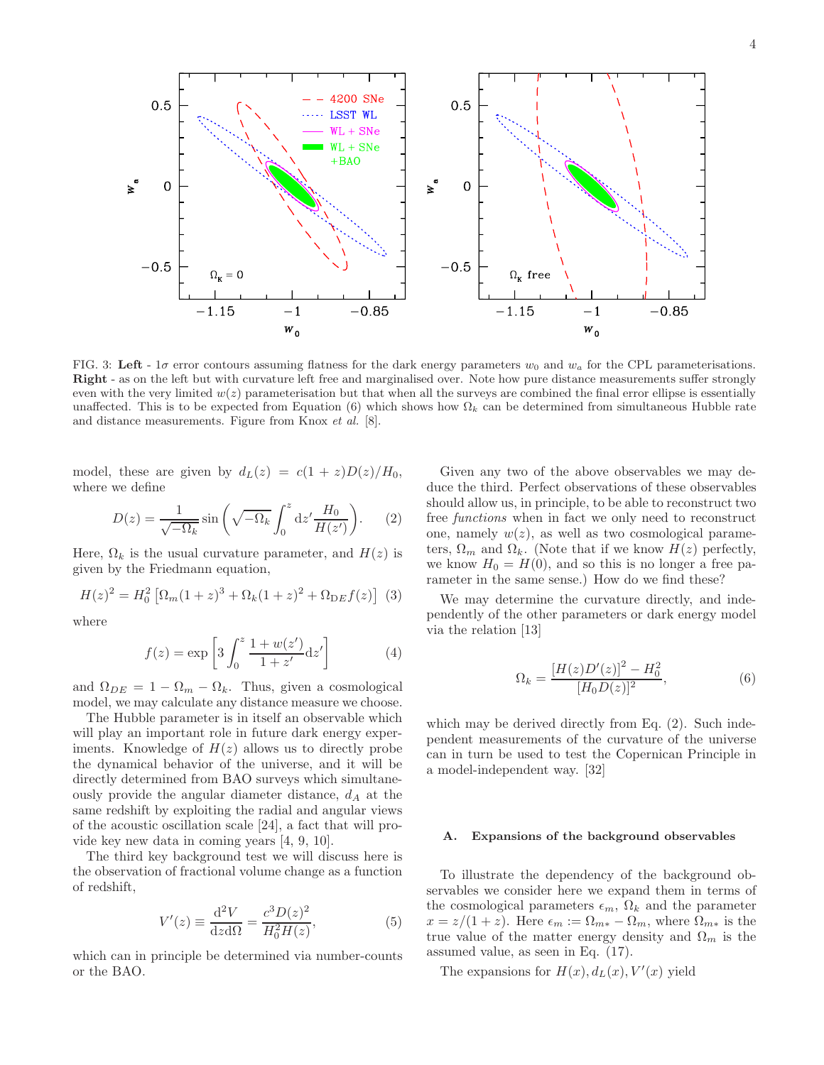FIG. 3: **Left** - $1\sigma$ error contours assuming flatness for the dark energy parameters $w_0$ and $w_a$ for the CPL parameterisations. **Right** - as on the left but with curvature left free and marginalised over. Note how pure distance measurements suffer strongly even with the very limited $w(z)$ parameterisation but that when all the surveys are combined the final error ellipse is essentially unaffected. This is to be expected from Equation (6) which shows how $\Omega_k$ can be determined from simultaneous Hubble rate and distance measurements. Figure from Knox *et al.* [8].

model, these are given by $d_L(z) = c(1+z)D(z)/H_0$, where we define

$$D(z) = \frac{1}{\sqrt{-\Omega_k}} \sin\left(\sqrt{-\Omega_k}\int_0^z \mathrm{d}z' \frac{H_0}{H(z')}\right). \quad (2)$$

Here, $\Omega_k$ is the usual curvature parameter, and $H(z)$ is given by the Friedmann equation,

$$H(z)^2 = H_0^2\left[\Omega_m(1+z)^3 + \Omega_k(1+z)^2 + \Omega_{\rm DE} f(z)\right] \quad (3)$$

where

$$f(z) = \exp\left[3\int_0^z \frac{1+w(z')}{1+z'}\mathrm{d}z'\right] \quad (4)$$

and $\Omega_{DE} = 1 - \Omega_m - \Omega_k$. Thus, given a cosmological model, we may calculate any distance measure we choose.

The Hubble parameter is in itself an observable which will play an important role in future dark energy experiments. Knowledge of $H(z)$ allows us to directly probe the dynamical behavior of the universe, and it will be directly determined from BAO surveys which simultaneously provide the angular diameter distance, $d_A$ at the same redshift by exploiting the radial and angular views of the acoustic oscillation scale [24], a fact that will provide key new data in coming years [4, 9, 10].

The third key background test we will discuss here is the observation of fractional volume change as a function of redshift,

$$V'(z) \equiv \frac{\mathrm{d}^2V}{\mathrm{d}z\mathrm{d}\Omega} = \frac{c^3D(z)^2}{H_0^2H(z)}, \quad (5)$$

which can in principle be determined via number-counts or the BAO.

Given any two of the above observables we may deduce the third. Perfect observations of these observables should allow us, in principle, to be able to reconstruct two free *functions* when in fact we only need to reconstruct one, namely $w(z)$, as well as two cosmological parameters, $\Omega_m$ and $\Omega_k$. (Note that if we know $H(z)$ perfectly, we know $H_0 = H(0)$, and so this is no longer a free parameter in the same sense.) How do we find these?

We may determine the curvature directly, and independently of the other parameters or dark energy model via the relation [13]

$$\Omega_k = \frac{\left[H(z)D'(z)\right]^2 - H_0^2}{[H_0D(z)]^2}, \quad (6)$$

which may be derived directly from Eq. (2). Such independent measurements of the curvature of the universe can in turn be used to test the Copernican Principle in a model-independent way. [32]

### A. Expansions of the background observables

To illustrate the dependency of the background observables we consider here we expand them in terms of the cosmological parameters $\epsilon_m$, $\Omega_k$ and the parameter $x = z/(1+z)$. Here $\epsilon_m := \Omega_{m*} - \Omega_m$, where $\Omega_{m*}$ is the true value of the matter energy density and $\Omega_m$ is the assumed value, as seen in Eq. (17).

The expansions for $H(x), d_L(x), V'(x)$ yield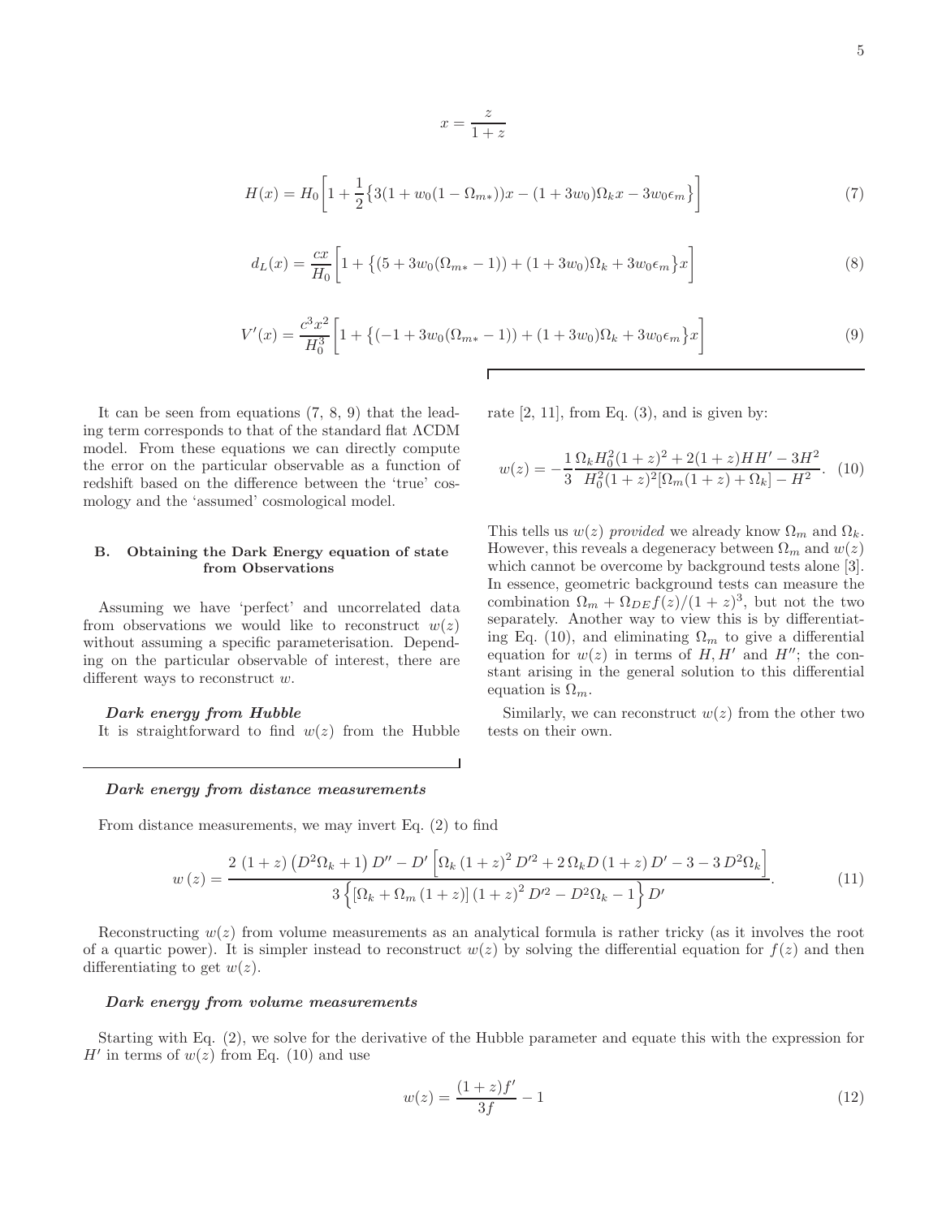$$x = \frac{z}{1+z}$$

$$H(x) = H_0\left[1 + \frac{1}{2}\left\{3(1+w_0(1-\Omega_{m*}))x - (1+3w_0)\Omega_k x - 3w_0\epsilon_m\right\}\right] \tag{7}$$

$$d_L(x) = \frac{cx}{H_0}\left[1 + \left\{(5+3w_0(\Omega_{m*}-1)) + (1+3w_0)\Omega_k + 3w_0\epsilon_m\right\}x\right] \tag{8}$$

$$V'(x) = \frac{c^3x^2}{H_0^3}\left[1 + \left\{(-1+3w_0(\Omega_{m*}-1)) + (1+3w_0)\Omega_k + 3w_0\epsilon_m\right\}x\right] \tag{9}$$

It can be seen from equations (7, 8, 9) that the leading term corresponds to that of the standard flat ΛCDM model. From these equations we can directly compute the error on the particular observable as a function of redshift based on the difference between the 'true' cosmology and the 'assumed' cosmological model.

### B. Obtaining the Dark Energy equation of state from Observations

Assuming we have 'perfect' and uncorrelated data from observations we would like to reconstruct $w(z)$ without assuming a specific parameterisation. Depending on the particular observable of interest, there are different ways to reconstruct $w$.

***Dark energy from Hubble***
It is straightforward to find $w(z)$ from the Hubble rate [2, 11], from Eq. (3), and is given by:

$$w(z) = -\frac{1}{3}\frac{\Omega_k H_0^2(1+z)^2 + 2(1+z)HH' - 3H^2}{H_0^2(1+z)^2[\Omega_m(1+z)+\Omega_k] - H^2}. \tag{10}$$

This tells us $w(z)$ *provided* we already know $\Omega_m$ and $\Omega_k$. However, this reveals a degeneracy between $\Omega_m$ and $w(z)$ which cannot be overcome by background tests alone [3]. In essence, geometric background tests can measure the combination $\Omega_m + \Omega_{DE}f(z)/(1+z)^3$, but not the two separately. Another way to view this is by differentiating Eq. (10), and eliminating $\Omega_m$ to give a differential equation for $w(z)$ in terms of $H, H'$ and $H''$; the constant arising in the general solution to this differential equation is $\Omega_m$.

Similarly, we can reconstruct $w(z)$ from the other two tests on their own.

***Dark energy from distance measurements***

From distance measurements, we may invert Eq. (2) to find

$$w(z) = \frac{2\,(1+z)\left(D^2\Omega_k+1\right)D'' - D'\left[\Omega_k\,(1+z)^2\,D'^2 + 2\,\Omega_k D\,(1+z)\,D' - 3 - 3\,D^2\Omega_k\right]}{3\left\{\left[\Omega_k+\Omega_m\,(1+z)\right](1+z)^2\,D'^2 - D^2\Omega_k - 1\right\}D'}. \tag{11}$$

Reconstructing $w(z)$ from volume measurements as an analytical formula is rather tricky (as it involves the root of a quartic power). It is simpler instead to reconstruct $w(z)$ by solving the differential equation for $f(z)$ and then differentiating to get $w(z)$.

***Dark energy from volume measurements***

Starting with Eq. (2), we solve for the derivative of the Hubble parameter and equate this with the expression for $H'$ in terms of $w(z)$ from Eq. (10) and use

$$w(z) = \frac{(1+z)f'}{3f} - 1 \tag{12}$$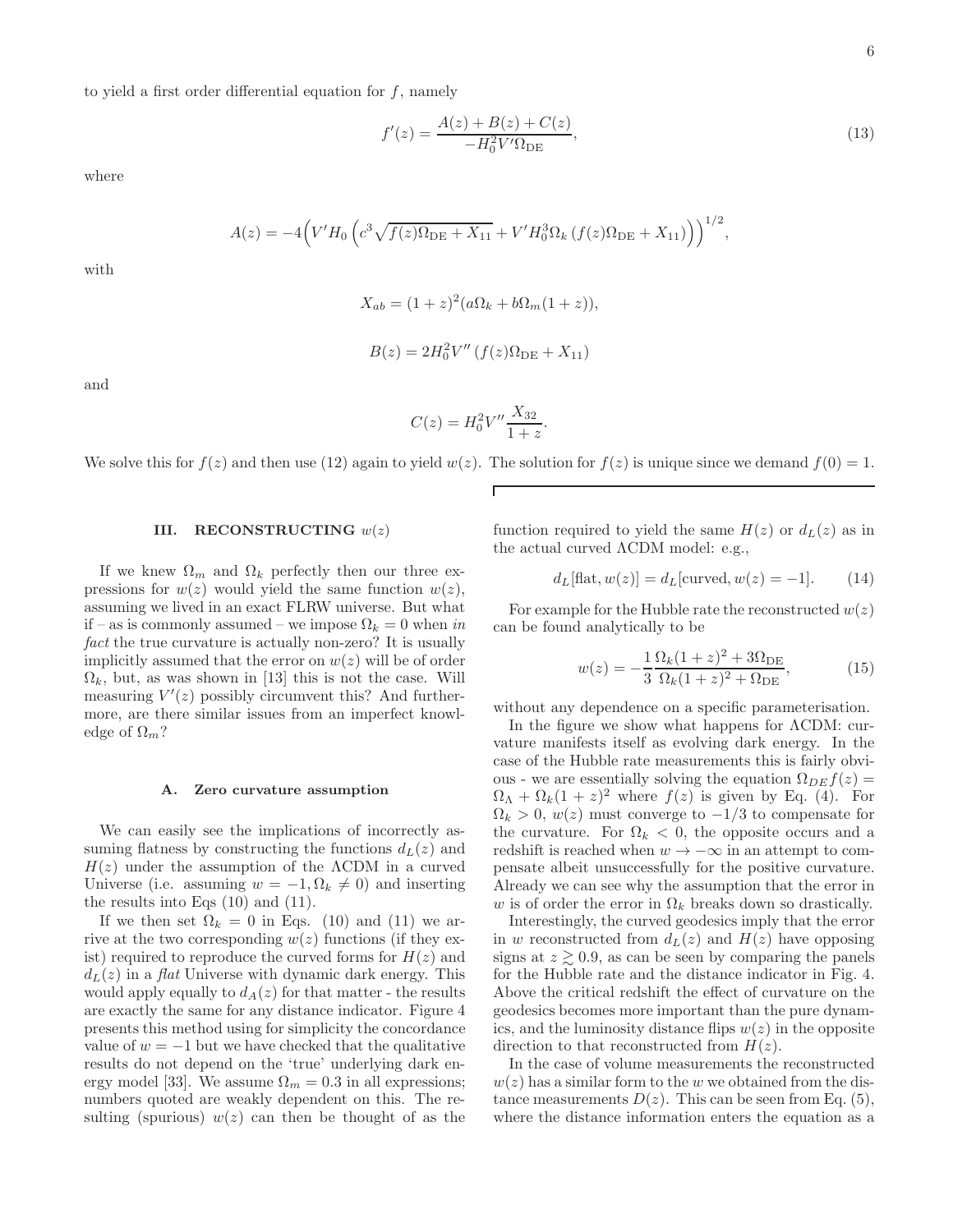to yield a first order differential equation for $f$, namely

$$f'(z) = \frac{A(z) + B(z) + C(z)}{-H_0^2 V' \Omega_{\rm DE}}, \tag{13}$$

where

$$A(z) = -4\Big(V' H_0 \left(c^3 \sqrt{f(z)\Omega_{\rm DE} + X_{11}} + V' H_0^3 \Omega_k \left(f(z)\Omega_{\rm DE} + X_{11}\right)\right)\Big)^{1/2},$$

with

$$X_{ab} = (1+z)^2 (a\Omega_k + b\Omega_m(1+z)),$$

$$B(z) = 2H_0^2 V'' \left(f(z)\Omega_{\rm DE} + X_{11}\right)$$

and

$$C(z) = H_0^2 V'' \frac{X_{32}}{1+z}.$$

We solve this for $f(z)$ and then use (12) again to yield $w(z)$. The solution for $f(z)$ is unique since we demand $f(0) = 1$.

## III. RECONSTRUCTING $w(z)$

If we knew $\Omega_m$ and $\Omega_k$ perfectly then our three expressions for $w(z)$ would yield the same function $w(z)$, assuming we lived in an exact FLRW universe. But what if – as is commonly assumed – we impose $\Omega_k = 0$ when *in fact* the true curvature is actually non-zero? It is usually implicitly assumed that the error on $w(z)$ will be of order $\Omega_k$, but, as was shown in [13] this is not the case. Will measuring $V'(z)$ possibly circumvent this? And furthermore, are there similar issues from an imperfect knowledge of $\Omega_m$?

### A. Zero curvature assumption

We can easily see the implications of incorrectly assuming flatness by constructing the functions $d_L(z)$ and $H(z)$ under the assumption of the ΛCDM in a curved Universe (i.e. assuming $w = -1, \Omega_k \neq 0$) and inserting the results into Eqs (10) and (11).

If we then set $\Omega_k = 0$ in Eqs. (10) and (11) we arrive at the two corresponding $w(z)$ functions (if they exist) required to reproduce the curved forms for $H(z)$ and $d_L(z)$ in a *flat* Universe with dynamic dark energy. This would apply equally to $d_A(z)$ for that matter - the results are exactly the same for any distance indicator. Figure 4 presents this method using for simplicity the concordance value of $w = -1$ but we have checked that the qualitative results do not depend on the 'true' underlying dark energy model [33]. We assume $\Omega_m = 0.3$ in all expressions; numbers quoted are weakly dependent on this. The resulting (spurious) $w(z)$ can then be thought of as the function required to yield the same $H(z)$ or $d_L(z)$ as in the actual curved ΛCDM model: e.g.,

$$d_L[\text{flat}, w(z)] = d_L[\text{curved}, w(z) = -1]. \tag{14}$$

For example for the Hubble rate the reconstructed $w(z)$ can be found analytically to be

$$w(z) = -\frac{1}{3}\frac{\Omega_k(1+z)^2 + 3\Omega_{\rm DE}}{\Omega_k(1+z)^2 + \Omega_{\rm DE}}, \tag{15}$$

without any dependence on a specific parameterisation.

In the figure we show what happens for ΛCDM: curvature manifests itself as evolving dark energy. In the case of the Hubble rate measurements this is fairly obvious - we are essentially solving the equation $\Omega_{DE} f(z) = \Omega_\Lambda + \Omega_k(1+z)^2$ where $f(z)$ is given by Eq. (4). For $\Omega_k > 0$, $w(z)$ must converge to $-1/3$ to compensate for the curvature. For $\Omega_k < 0$, the opposite occurs and a redshift is reached when $w \to -\infty$ in an attempt to compensate albeit unsuccessfully for the positive curvature. Already we can see why the assumption that the error in $w$ is of order the error in $\Omega_k$ breaks down so drastically.

Interestingly, the curved geodesics imply that the error in $w$ reconstructed from $d_L(z)$ and $H(z)$ have opposing signs at $z \gtrsim 0.9$, as can be seen by comparing the panels for the Hubble rate and the distance indicator in Fig. 4. Above the critical redshift the effect of curvature on the geodesics becomes more important than the pure dynamics, and the luminosity distance flips $w(z)$ in the opposite direction to that reconstructed from $H(z)$.

In the case of volume measurements the reconstructed $w(z)$ has a similar form to the $w$ we obtained from the distance measurements $D(z)$. This can be seen from Eq. (5), where the distance information enters the equation as a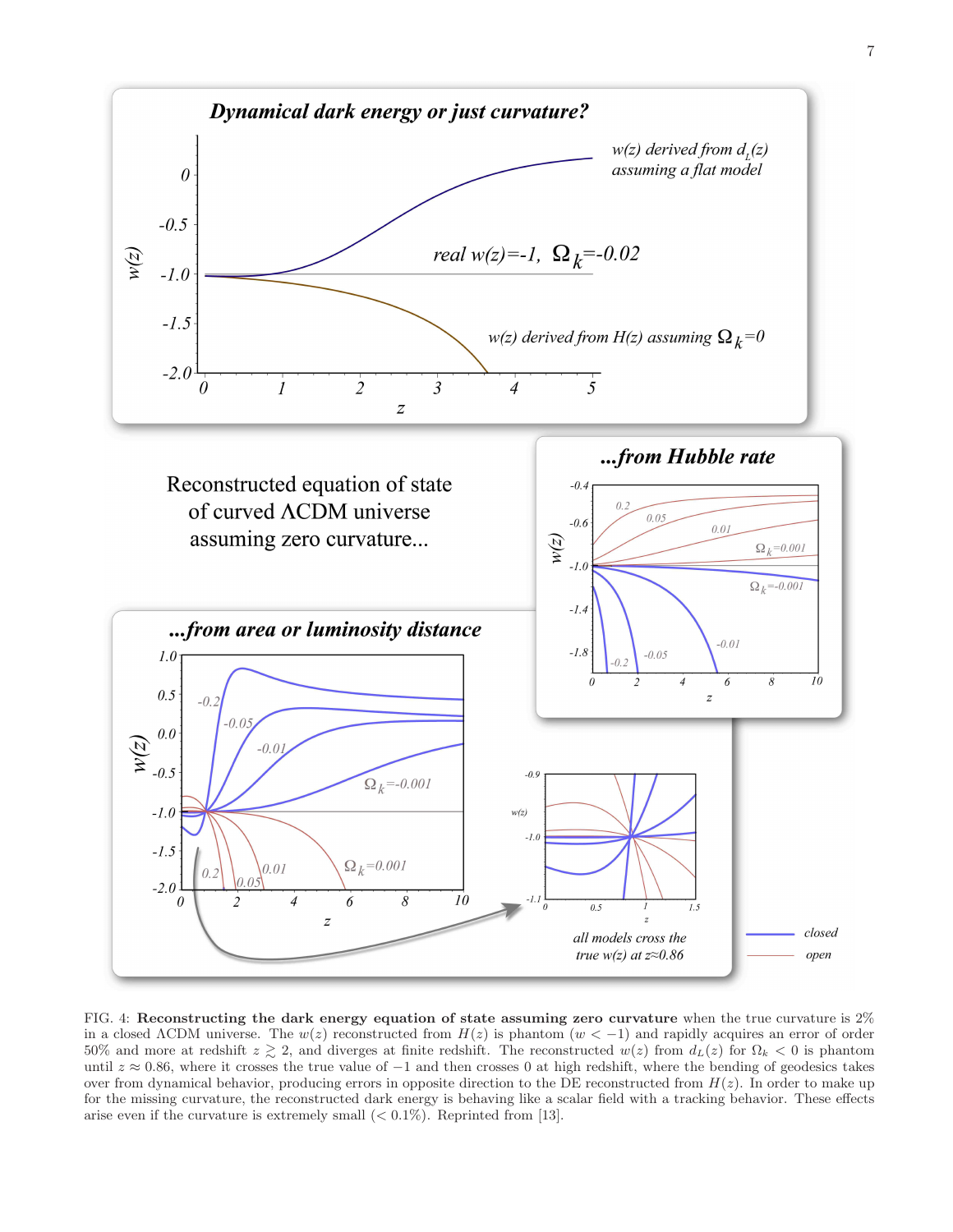FIG. 4: **Reconstructing the dark energy equation of state assuming zero curvature** when the true curvature is 2% in a closed ΛCDM universe. The $w(z)$ reconstructed from $H(z)$ is phantom ($w < -1$) and rapidly acquires an error of order 50% and more at redshift $z \gtrsim 2$, and diverges at finite redshift. The reconstructed $w(z)$ from $d_L(z)$ for $\Omega_k < 0$ is phantom until $z \approx 0.86$, where it crosses the true value of $-1$ and then crosses 0 at high redshift, where the bending of geodesics takes over from dynamical behavior, producing errors in opposite direction to the DE reconstructed from $H(z)$. In order to make up for the missing curvature, the reconstructed dark energy is behaving like a scalar field with a tracking behavior. These effects arise even if the curvature is extremely small ($< 0.1\%$). Reprinted from [13].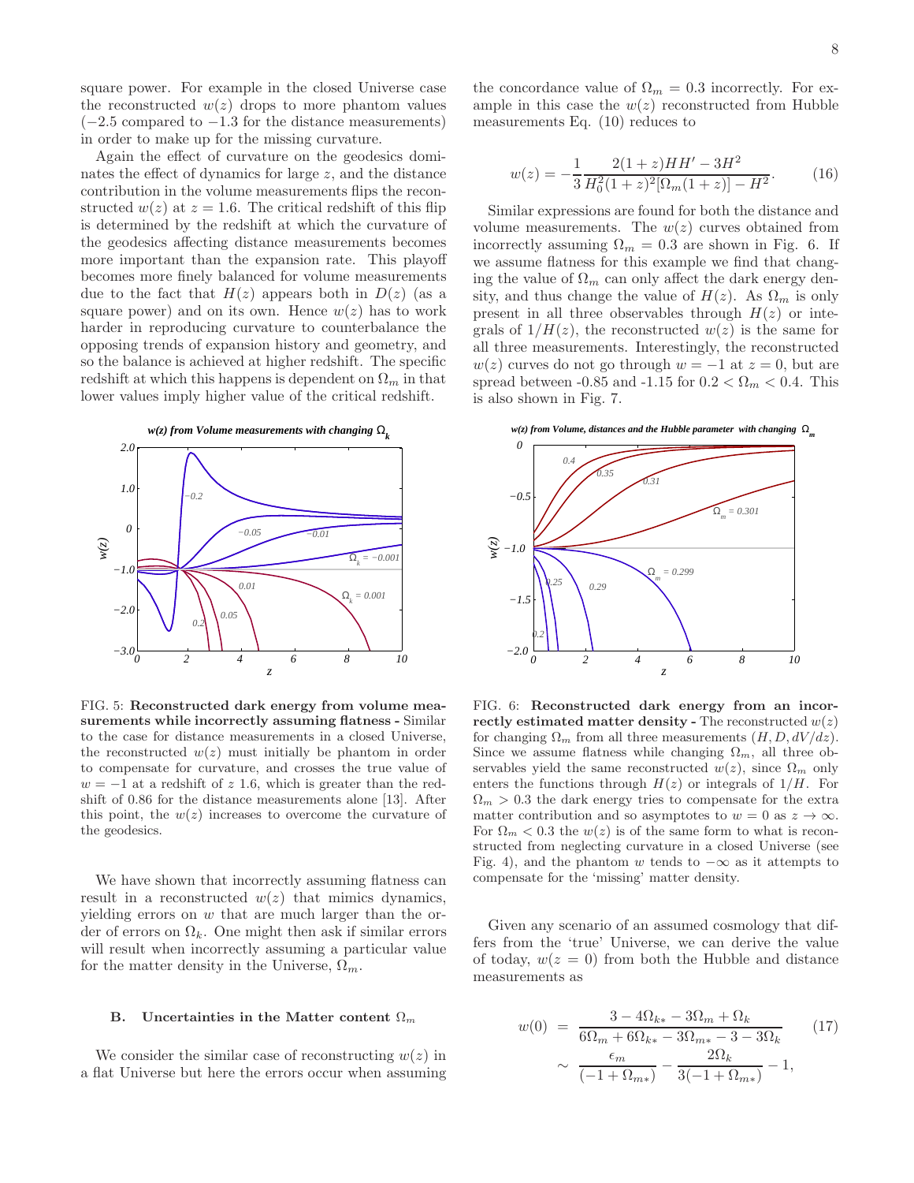square power. For example in the closed Universe case the reconstructed $w(z)$ drops to more phantom values ($-2.5$ compared to $-1.3$ for the distance measurements) in order to make up for the missing curvature.

Again the effect of curvature on the geodesics dominates the effect of dynamics for large $z$, and the distance contribution in the volume measurements flips the reconstructed $w(z)$ at $z = 1.6$. The critical redshift of this flip is determined by the redshift at which the curvature of the geodesics affecting distance measurements becomes more important than the expansion rate. This playoff becomes more finely balanced for volume measurements due to the fact that $H(z)$ appears both in $D(z)$ (as a square power) and on its own. Hence $w(z)$ has to work harder in reproducing curvature to counterbalance the opposing trends of expansion history and geometry, and so the balance is achieved at higher redshift. The specific redshift at which this happens is dependent on $\Omega_m$ in that lower values imply higher value of the critical redshift.

FIG. 5: **Reconstructed dark energy from volume measurements while incorrectly assuming flatness -** Similar to the case for distance measurements in a closed Universe, the reconstructed $w(z)$ must initially be phantom in order to compensate for curvature, and crosses the true value of $w = -1$ at a redshift of $z$ 1.6, which is greater than the redshift of 0.86 for the distance measurements alone [13]. After this point, the $w(z)$ increases to overcome the curvature of the geodesics.

We have shown that incorrectly assuming flatness can result in a reconstructed $w(z)$ that mimics dynamics, yielding errors on $w$ that are much larger than the order of errors on $\Omega_k$. One might then ask if similar errors will result when incorrectly assuming a particular value for the matter density in the Universe, $\Omega_m$.

### B. Uncertainties in the Matter content $\Omega_m$

We consider the similar case of reconstructing $w(z)$ in a flat Universe but here the errors occur when assuming the concordance value of $\Omega_m = 0.3$ incorrectly. For example in this case the $w(z)$ reconstructed from Hubble measurements Eq. (10) reduces to

$$w(z) = -\frac{1}{3}\frac{2(1+z)HH' - 3H^2}{H_0^2(1+z)^2[\Omega_m(1+z)] - H^2}. \qquad (16)$$

Similar expressions are found for both the distance and volume measurements. The $w(z)$ curves obtained from incorrectly assuming $\Omega_m = 0.3$ are shown in Fig. 6. If we assume flatness for this example we find that changing the value of $\Omega_m$ can only affect the dark energy density, and thus change the value of $H(z)$. As $\Omega_m$ is only present in all three observables through $H(z)$ or integrals of $1/H(z)$, the reconstructed $w(z)$ is the same for all three measurements. Interestingly, the reconstructed $w(z)$ curves do not go through $w = -1$ at $z = 0$, but are spread between -0.85 and -1.15 for $0.2 < \Omega_m < 0.4$. This is also shown in Fig. 7.

FIG. 6: **Reconstructed dark energy from an incorrectly estimated matter density -** The reconstructed $w(z)$ for changing $\Omega_m$ from all three measurements ($H, D, dV/dz$). Since we assume flatness while changing $\Omega_m$, all three observables yield the same reconstructed $w(z)$, since $\Omega_m$ only enters the functions through $H(z)$ or integrals of $1/H$. For $\Omega_m > 0.3$ the dark energy tries to compensate for the extra matter contribution and so asymptotes to $w = 0$ as $z \to \infty$. For $\Omega_m < 0.3$ the $w(z)$ is of the same form to what is reconstructed from neglecting curvature in a closed Universe (see Fig. 4), and the phantom $w$ tends to $-\infty$ as it attempts to compensate for the 'missing' matter density.

Given any scenario of an assumed cosmology that differs from the 'true' Universe, we can derive the value of today, $w(z = 0)$ from both the Hubble and distance measurements as

$$\begin{aligned} w(0) &= \frac{3 - 4\Omega_{k*} - 3\Omega_m + \Omega_k}{6\Omega_m + 6\Omega_{k*} - 3\Omega_{m*} - 3 - 3\Omega_k} \\ &\sim \frac{\epsilon_m}{(-1+\Omega_{m*})} - \frac{2\Omega_k}{3(-1+\Omega_{m*})} - 1, \end{aligned} \qquad (17)$$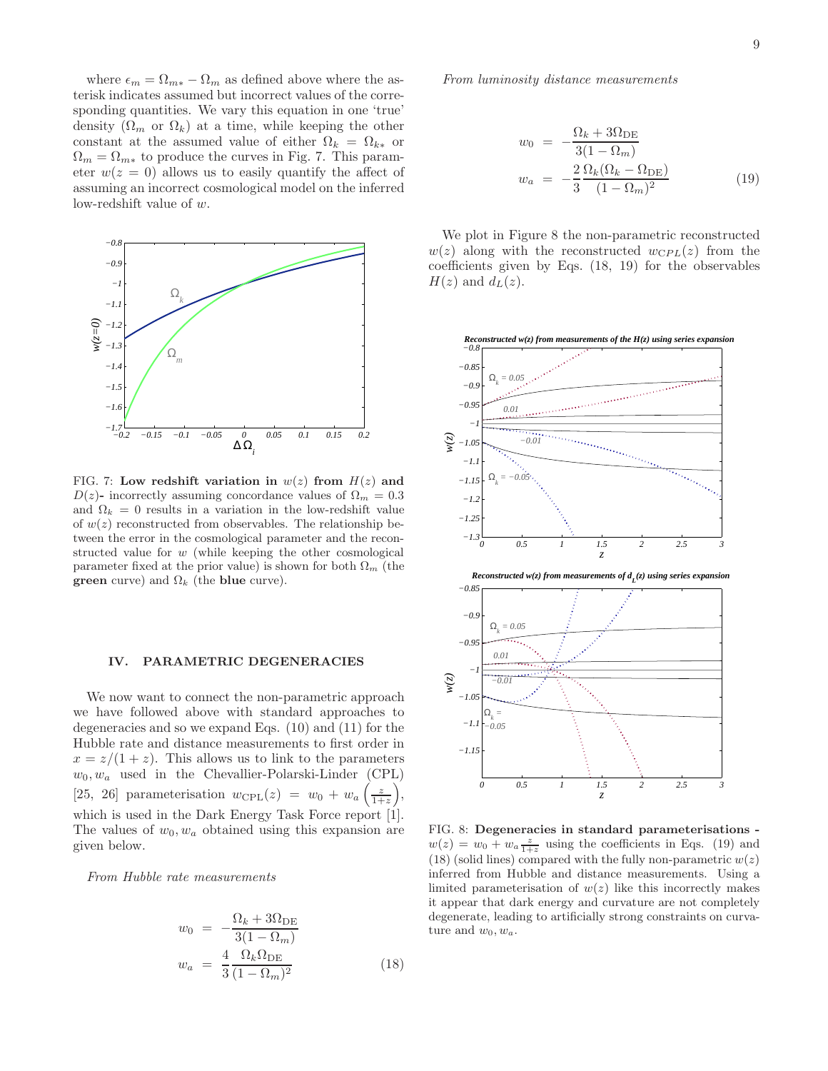where $\epsilon_m = \Omega_{m*} - \Omega_m$ as defined above where the asterisk indicates assumed but incorrect values of the corresponding quantities. We vary this equation in one 'true' density ($\Omega_m$ or $\Omega_k$) at a time, while keeping the other constant at the assumed value of either $\Omega_k = \Omega_{k*}$ or $\Omega_m = \Omega_{m*}$ to produce the curves in Fig. 7. This parameter $w(z = 0)$ allows us to easily quantify the affect of assuming an incorrect cosmological model on the inferred low-redshift value of $w$.

FIG. 7: **Low redshift variation in $w(z)$ from $H(z)$ and $D(z)$-** incorrectly assuming concordance values of $\Omega_m = 0.3$ and $\Omega_k = 0$ results in a variation in the low-redshift value of $w(z)$ reconstructed from observables. The relationship between the error in the cosmological parameter and the reconstructed value for $w$ (while keeping the other cosmological parameter fixed at the prior value) is shown for both $\Omega_m$ (the **green** curve) and $\Omega_k$ (the **blue** curve).

## IV. PARAMETRIC DEGENERACIES

We now want to connect the non-parametric approach we have followed above with standard approaches to degeneracies and so we expand Eqs. (10) and (11) for the Hubble rate and distance measurements to first order in $x = z/(1+z)$. This allows us to link to the parameters $w_0, w_a$ used in the Chevallier-Polarski-Linder (CPL) [25, 26] parameterisation $w_{\rm CPL}(z) = w_0 + w_a\left(\frac{z}{1+z}\right)$, which is used in the Dark Energy Task Force report [1]. The values of $w_0, w_a$ obtained using this expansion are given below.

*From Hubble rate measurements*

$$
\begin{aligned}
w_0 &= -\frac{\Omega_k + 3\Omega_{\rm DE}}{3(1-\Omega_m)} \\
w_a &= \frac{4}{3}\frac{\Omega_k \Omega_{\rm DE}}{(1-\Omega_m)^2}
\end{aligned}
\tag{18}
$$

*From luminosity distance measurements*

$$
\begin{aligned}
w_0 &= -\frac{\Omega_k + 3\Omega_{\rm DE}}{3(1-\Omega_m)} \\
w_a &= -\frac{2}{3}\frac{\Omega_k(\Omega_k - \Omega_{\rm DE})}{(1-\Omega_m)^2}
\end{aligned}
\tag{19}
$$

We plot in Figure 8 the non-parametric reconstructed $w(z)$ along with the reconstructed $w_{CPL}(z)$ from the coefficients given by Eqs. (18, 19) for the observables $H(z)$ and $d_L(z)$.

FIG. 8: **Degeneracies in standard parameterisations -** $w(z) = w_0 + w_a\frac{z}{1+z}$ using the coefficients in Eqs. (19) and (18) (solid lines) compared with the fully non-parametric $w(z)$ inferred from Hubble and distance measurements. Using a limited parameterisation of $w(z)$ like this incorrectly makes it appear that dark energy and curvature are not completely degenerate, leading to artificially strong constraints on curvature and $w_0, w_a$.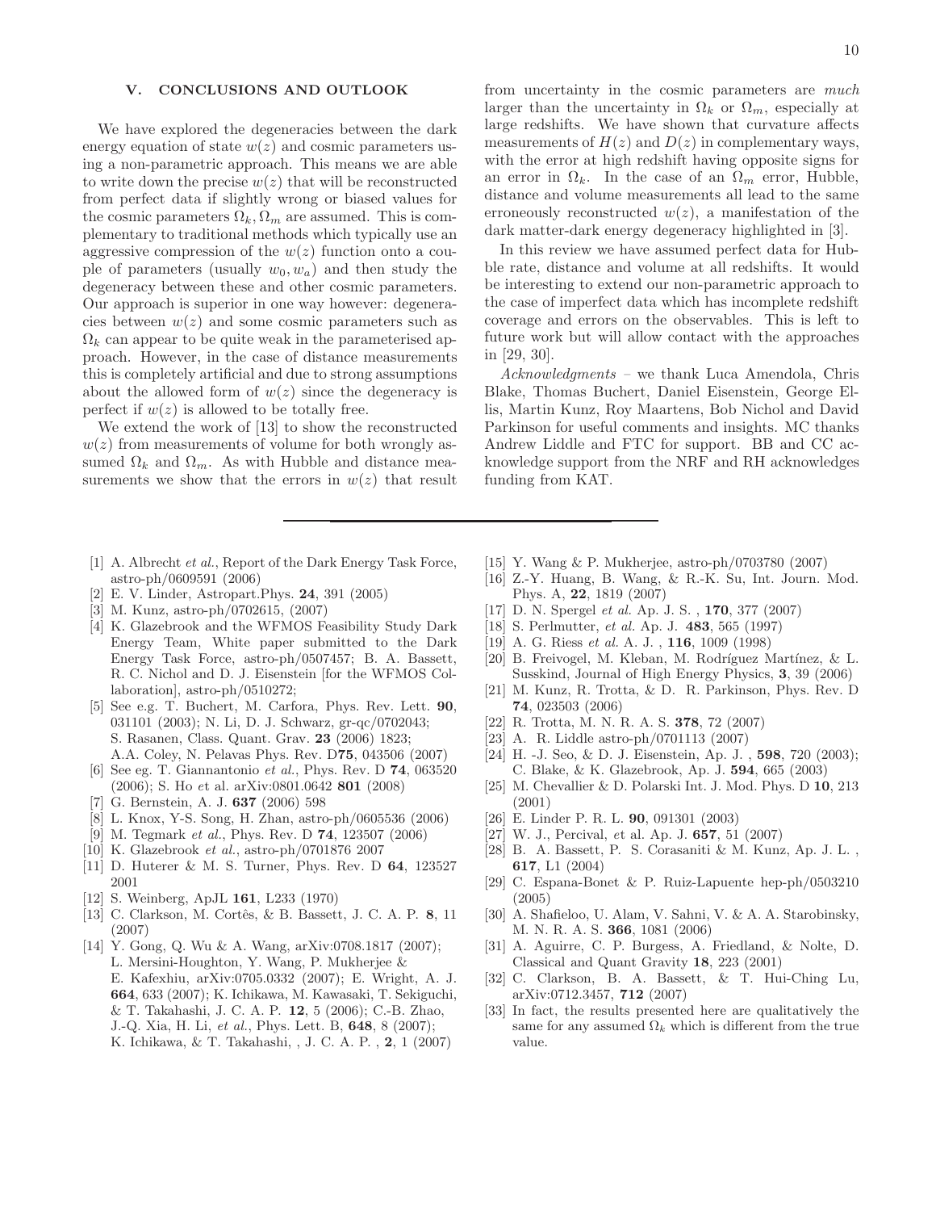## V. CONCLUSIONS AND OUTLOOK

We have explored the degeneracies between the dark energy equation of state $w(z)$ and cosmic parameters using a non-parametric approach. This means we are able to write down the precise $w(z)$ that will be reconstructed from perfect data if slightly wrong or biased values for the cosmic parameters $\Omega_k, \Omega_m$ are assumed. This is complementary to traditional methods which typically use an aggressive compression of the $w(z)$ function onto a couple of parameters (usually $w_0, w_a$) and then study the degeneracy between these and other cosmic parameters. Our approach is superior in one way however: degeneracies between $w(z)$ and some cosmic parameters such as $\Omega_k$ can appear to be quite weak in the parameterised approach. However, in the case of distance measurements this is completely artificial and due to strong assumptions about the allowed form of $w(z)$ since the degeneracy is perfect if $w(z)$ is allowed to be totally free.

We extend the work of [13] to show the reconstructed $w(z)$ from measurements of volume for both wrongly assumed $\Omega_k$ and $\Omega_m$. As with Hubble and distance measurements we show that the errors in $w(z)$ that result from uncertainty in the cosmic parameters are *much* larger than the uncertainty in $\Omega_k$ or $\Omega_m$, especially at large redshifts. We have shown that curvature affects measurements of $H(z)$ and $D(z)$ in complementary ways, with the error at high redshift having opposite signs for an error in $\Omega_k$. In the case of an $\Omega_m$ error, Hubble, distance and volume measurements all lead to the same erroneously reconstructed $w(z)$, a manifestation of the dark matter-dark energy degeneracy highlighted in [3].

In this review we have assumed perfect data for Hubble rate, distance and volume at all redshifts. It would be interesting to extend our non-parametric approach to the case of imperfect data which has incomplete redshift coverage and errors on the observables. This is left to future work but will allow contact with the approaches in [29, 30].

*Acknowledgments* – we thank Luca Amendola, Chris Blake, Thomas Buchert, Daniel Eisenstein, George Ellis, Martin Kunz, Roy Maartens, Bob Nichol and David Parkinson for useful comments and insights. MC thanks Andrew Liddle and FTC for support. BB and CC acknowledge support from the NRF and RH acknowledges funding from KAT.

---

[1] A. Albrecht *et al.*, Report of the Dark Energy Task Force, astro-ph/0609591 (2006)

[2] E. V. Linder, Astropart.Phys. **24**, 391 (2005)

[3] M. Kunz, astro-ph/0702615, (2007)

[4] K. Glazebrook and the WFMOS Feasibility Study Dark Energy Team, White paper submitted to the Dark Energy Task Force, astro-ph/0507457; B. A. Bassett, R. C. Nichol and D. J. Eisenstein [for the WFMOS Collaboration], astro-ph/0510272;

[5] See e.g. T. Buchert, M. Carfora, Phys. Rev. Lett. **90**, 031101 (2003); N. Li, D. J. Schwarz, gr-qc/0702043; S. Rasanen, Class. Quant. Grav. **23** (2006) 1823; A.A. Coley, N. Pelavas Phys. Rev. D**75**, 043506 (2007)

[6] See eg. T. Giannantonio *et al.*, Phys. Rev. D **74**, 063520 (2006); S. Ho *et* al. arXiv:0801.0642 **801** (2008)

[7] G. Bernstein, A. J. **637** (2006) 598

[8] L. Knox, Y-S. Song, H. Zhan, astro-ph/0605536 (2006)

[9] M. Tegmark *et al.*, Phys. Rev. D **74**, 123507 (2006)

[10] K. Glazebrook *et al.*, astro-ph/0701876 2007

[11] D. Huterer & M. S. Turner, Phys. Rev. D **64**, 123527 2001

[12] S. Weinberg, ApJL **161**, L233 (1970)

[13] C. Clarkson, M. Cortês, & B. Bassett, J. C. A. P. **8**, 11 (2007)

[14] Y. Gong, Q. Wu & A. Wang, arXiv:0708.1817 (2007); L. Mersini-Houghton, Y. Wang, P. Mukherjee & E. Kafexhiu, arXiv:0705.0332 (2007); E. Wright, A. J. **664**, 633 (2007); K. Ichikawa, M. Kawasaki, T. Sekiguchi, & T. Takahashi, J. C. A. P. **12**, 5 (2006); C.-B. Zhao, J.-Q. Xia, H. Li, *et al.*, Phys. Lett. B, **648**, 8 (2007); K. Ichikawa, & T. Takahashi, , J. C. A. P. , **2**, 1 (2007)

[15] Y. Wang & P. Mukherjee, astro-ph/0703780 (2007)

[16] Z.-Y. Huang, B. Wang, & R.-K. Su, Int. Journ. Mod. Phys. A, **22**, 1819 (2007)

[17] D. N. Spergel *et al.* Ap. J. S. , **170**, 377 (2007)

[18] S. Perlmutter, *et al.* Ap. J. **483**, 565 (1997)

[19] A. G. Riess *et al.* A. J. , **116**, 1009 (1998)

[20] B. Freivogel, M. Kleban, M. Rodríguez Martínez, & L. Susskind, Journal of High Energy Physics, **3**, 39 (2006)

[21] M. Kunz, R. Trotta, & D. R. Parkinson, Phys. Rev. D **74**, 023503 (2006)

[22] R. Trotta, M. N. R. A. S. **378**, 72 (2007)

[23] A. R. Liddle astro-ph/0701113 (2007)

[24] H. -J. Seo, & D. J. Eisenstein, Ap. J. , **598**, 720 (2003); C. Blake, & K. Glazebrook, Ap. J. **594**, 665 (2003)

[25] M. Chevallier & D. Polarski Int. J. Mod. Phys. D **10**, 213 (2001)

[26] E. Linder P. R. L. **90**, 091301 (2003)

[27] W. J., Percival, *et* al. Ap. J. **657**, 51 (2007)

[28] B. A. Bassett, P. S. Corasaniti & M. Kunz, Ap. J. L. , **617**, L1 (2004)

[29] C. Espana-Bonet & P. Ruiz-Lapuente hep-ph/0503210 (2005)

[30] A. Shafieloo, U. Alam, V. Sahni, V. & A. A. Starobinsky, M. N. R. A. S. **366**, 1081 (2006)

[31] A. Aguirre, C. P. Burgess, A. Friedland, & Nolte, D. Classical and Quant Gravity **18**, 223 (2001)

[32] C. Clarkson, B. A. Bassett, & T. Hui-Ching Lu, arXiv:0712.3457, **712** (2007)

[33] In fact, the results presented here are qualitatively the same for any assumed $\Omega_k$ which is different from the true value.